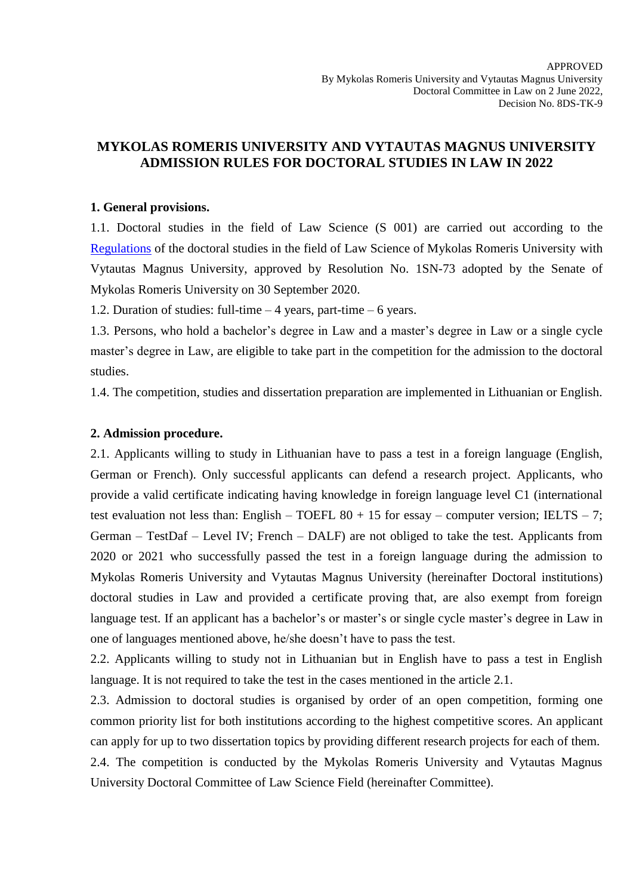APPROVED
By Mykolas Romeris University and Vytautas Magnus University
Doctoral Committee in Law on 2 June 2022,
Decision No. 8DS-TK-9

# MYKOLAS ROMERIS UNIVERSITY AND VYTAUTAS MAGNUS UNIVERSITY ADMISSION RULES FOR DOCTORAL STUDIES IN LAW IN 2022

**1. General provisions.**

1.1. Doctoral studies in the field of Law Science (S 001) are carried out according to the Regulations of the doctoral studies in the field of Law Science of Mykolas Romeris University with Vytautas Magnus University, approved by Resolution No. 1SN-73 adopted by the Senate of Mykolas Romeris University on 30 September 2020.

1.2. Duration of studies: full-time – 4 years, part-time – 6 years.

1.3. Persons, who hold a bachelor's degree in Law and a master's degree in Law or a single cycle master's degree in Law, are eligible to take part in the competition for the admission to the doctoral studies.

1.4. The competition, studies and dissertation preparation are implemented in Lithuanian or English.

**2. Admission procedure.**

2.1. Applicants willing to study in Lithuanian have to pass a test in a foreign language (English, German or French). Only successful applicants can defend a research project. Applicants, who provide a valid certificate indicating having knowledge in foreign language level C1 (international test evaluation not less than: English – TOEFL 80 + 15 for essay – computer version; IELTS – 7; German – TestDaf – Level IV; French – DALF) are not obliged to take the test. Applicants from 2020 or 2021 who successfully passed the test in a foreign language during the admission to Mykolas Romeris University and Vytautas Magnus University (hereinafter Doctoral institutions) doctoral studies in Law and provided a certificate proving that, are also exempt from foreign language test. If an applicant has a bachelor's or master's or single cycle master's degree in Law in one of languages mentioned above, he/she doesn't have to pass the test.

2.2. Applicants willing to study not in Lithuanian but in English have to pass a test in English language. It is not required to take the test in the cases mentioned in the article 2.1.

2.3. Admission to doctoral studies is organised by order of an open competition, forming one common priority list for both institutions according to the highest competitive scores. An applicant can apply for up to two dissertation topics by providing different research projects for each of them.

2.4. The competition is conducted by the Mykolas Romeris University and Vytautas Magnus University Doctoral Committee of Law Science Field (hereinafter Committee).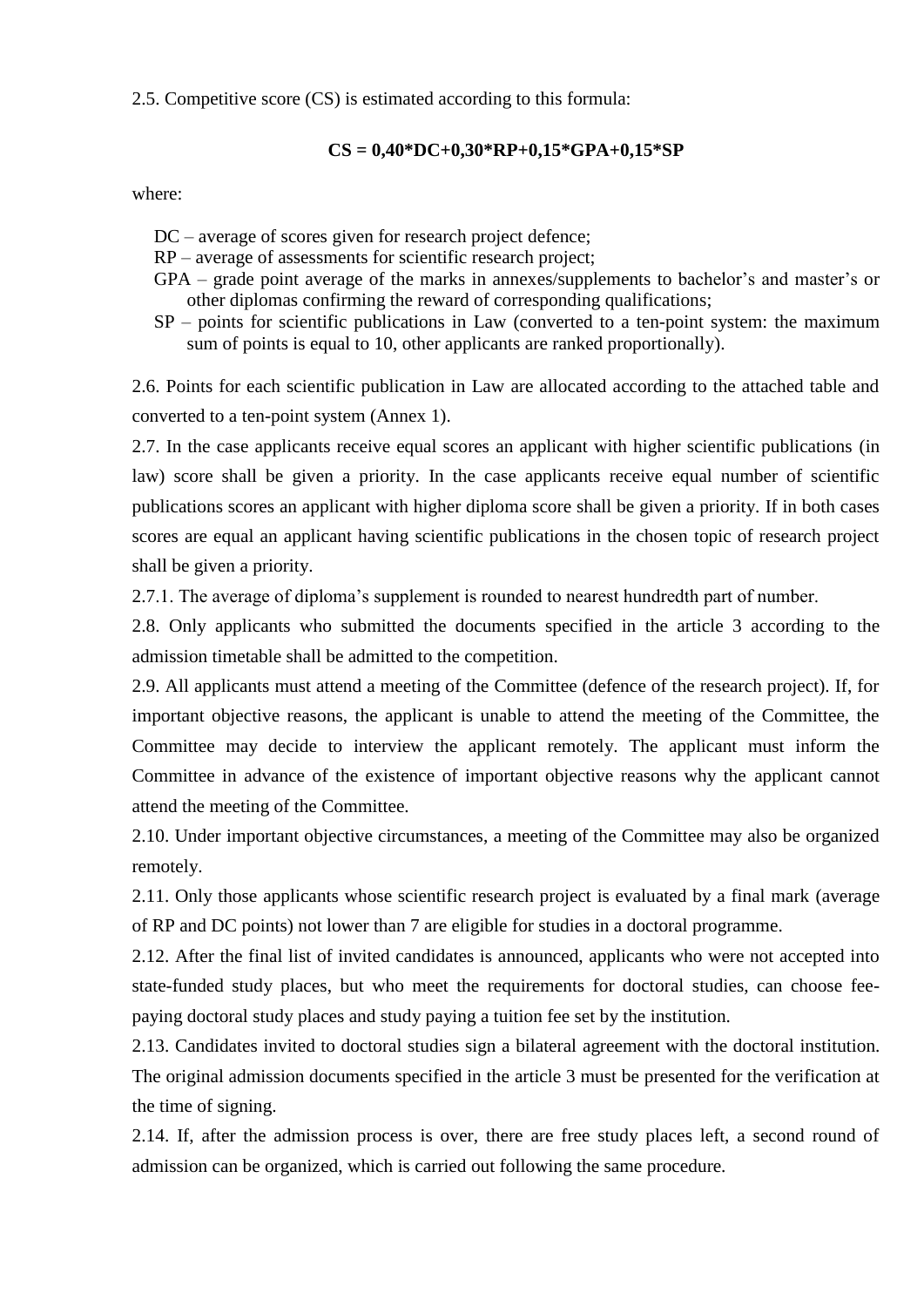2.5. Competitive score (CS) is estimated according to this formula:

$$CS = 0{,}40*DC+0{,}30*RP+0{,}15*GPA+0{,}15*SP$$

where:

- DC – average of scores given for research project defence;
- RP – average of assessments for scientific research project;
- GPA – grade point average of the marks in annexes/supplements to bachelor's and master's or other diplomas confirming the reward of corresponding qualifications;
- SP – points for scientific publications in Law (converted to a ten-point system: the maximum sum of points is equal to 10, other applicants are ranked proportionally).

2.6. Points for each scientific publication in Law are allocated according to the attached table and converted to a ten-point system (Annex 1).

2.7. In the case applicants receive equal scores an applicant with higher scientific publications (in law) score shall be given a priority. In the case applicants receive equal number of scientific publications scores an applicant with higher diploma score shall be given a priority. If in both cases scores are equal an applicant having scientific publications in the chosen topic of research project shall be given a priority.

2.7.1. The average of diploma's supplement is rounded to nearest hundredth part of number.

2.8. Only applicants who submitted the documents specified in the article 3 according to the admission timetable shall be admitted to the competition.

2.9. All applicants must attend a meeting of the Committee (defence of the research project). If, for important objective reasons, the applicant is unable to attend the meeting of the Committee, the Committee may decide to interview the applicant remotely. The applicant must inform the Committee in advance of the existence of important objective reasons why the applicant cannot attend the meeting of the Committee.

2.10. Under important objective circumstances, a meeting of the Committee may also be organized remotely.

2.11. Only those applicants whose scientific research project is evaluated by a final mark (average of RP and DC points) not lower than 7 are eligible for studies in a doctoral programme.

2.12. After the final list of invited candidates is announced, applicants who were not accepted into state-funded study places, but who meet the requirements for doctoral studies, can choose fee-paying doctoral study places and study paying a tuition fee set by the institution.

2.13. Candidates invited to doctoral studies sign a bilateral agreement with the doctoral institution. The original admission documents specified in the article 3 must be presented for the verification at the time of signing.

2.14. If, after the admission process is over, there are free study places left, a second round of admission can be organized, which is carried out following the same procedure.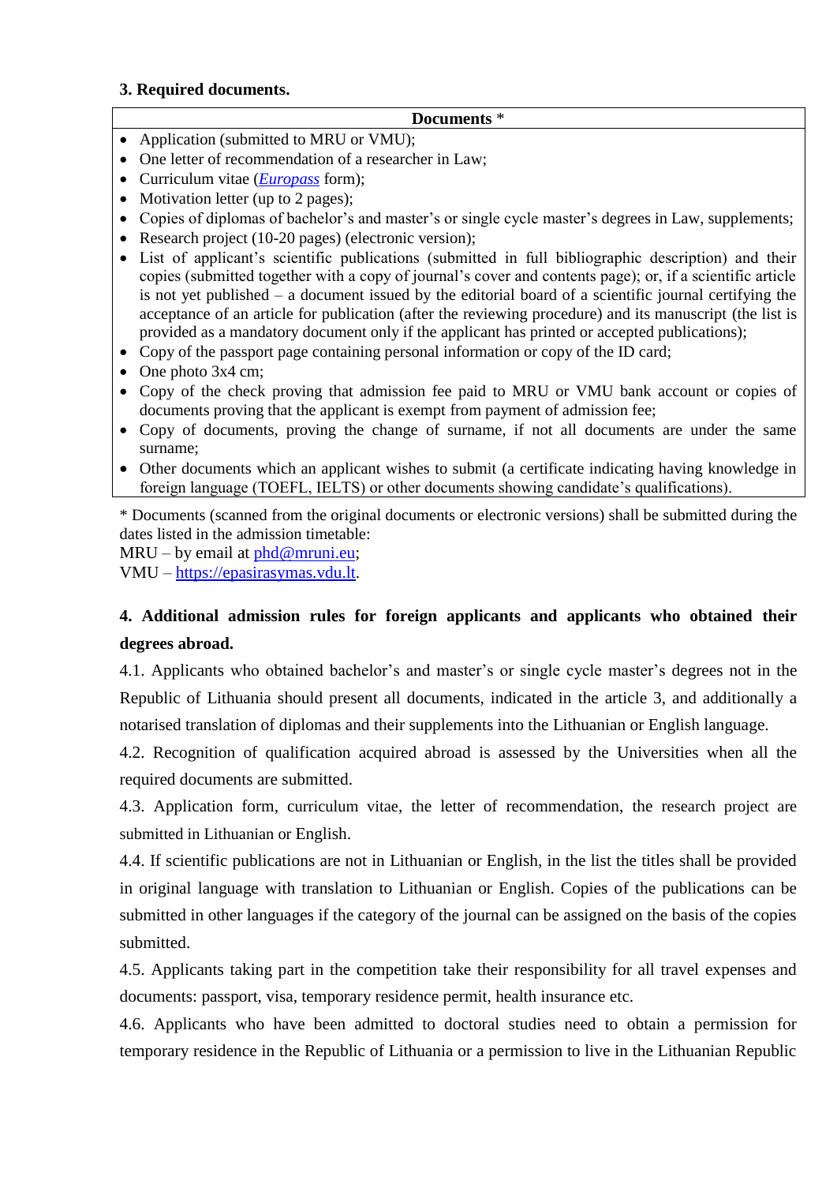### 3. Required documents.

| Documents * |
|---|
| • Application (submitted to MRU or VMU);<br>• One letter of recommendation of a researcher in Law;<br>• Curriculum vitae (*Europass* form);<br>• Motivation letter (up to 2 pages);<br>• Copies of diplomas of bachelor's and master's or single cycle master's degrees in Law, supplements;<br>• Research project (10-20 pages) (electronic version);<br>• List of applicant's scientific publications (submitted in full bibliographic description) and their copies (submitted together with a copy of journal's cover and contents page); or, if a scientific article is not yet published – a document issued by the editorial board of a scientific journal certifying the acceptance of an article for publication (after the reviewing procedure) and its manuscript (the list is provided as a mandatory document only if the applicant has printed or accepted publications);<br>• Copy of the passport page containing personal information or copy of the ID card;<br>• One photo 3x4 cm;<br>• Copy of the check proving that admission fee paid to MRU or VMU bank account or copies of documents proving that the applicant is exempt from payment of admission fee;<br>• Copy of documents, proving the change of surname, if not all documents are under the same surname;<br>• Other documents which an applicant wishes to submit (a certificate indicating having knowledge in foreign language (TOEFL, IELTS) or other documents showing candidate's qualifications). |

* Documents (scanned from the original documents or electronic versions) shall be submitted during the dates listed in the admission timetable:
MRU – by email at phd@mruni.eu;
VMU – https://epasirasymas.vdu.lt.

### 4. Additional admission rules for foreign applicants and applicants who obtained their degrees abroad.

4.1. Applicants who obtained bachelor's and master's or single cycle master's degrees not in the Republic of Lithuania should present all documents, indicated in the article 3, and additionally a notarised translation of diplomas and their supplements into the Lithuanian or English language.

4.2. Recognition of qualification acquired abroad is assessed by the Universities when all the required documents are submitted.

4.3. Application form, curriculum vitae, the letter of recommendation, the research project are submitted in Lithuanian or English.

4.4. If scientific publications are not in Lithuanian or English, in the list the titles shall be provided in original language with translation to Lithuanian or English. Copies of the publications can be submitted in other languages if the category of the journal can be assigned on the basis of the copies submitted.

4.5. Applicants taking part in the competition take their responsibility for all travel expenses and documents: passport, visa, temporary residence permit, health insurance etc.

4.6. Applicants who have been admitted to doctoral studies need to obtain a permission for temporary residence in the Republic of Lithuania or a permission to live in the Lithuanian Republic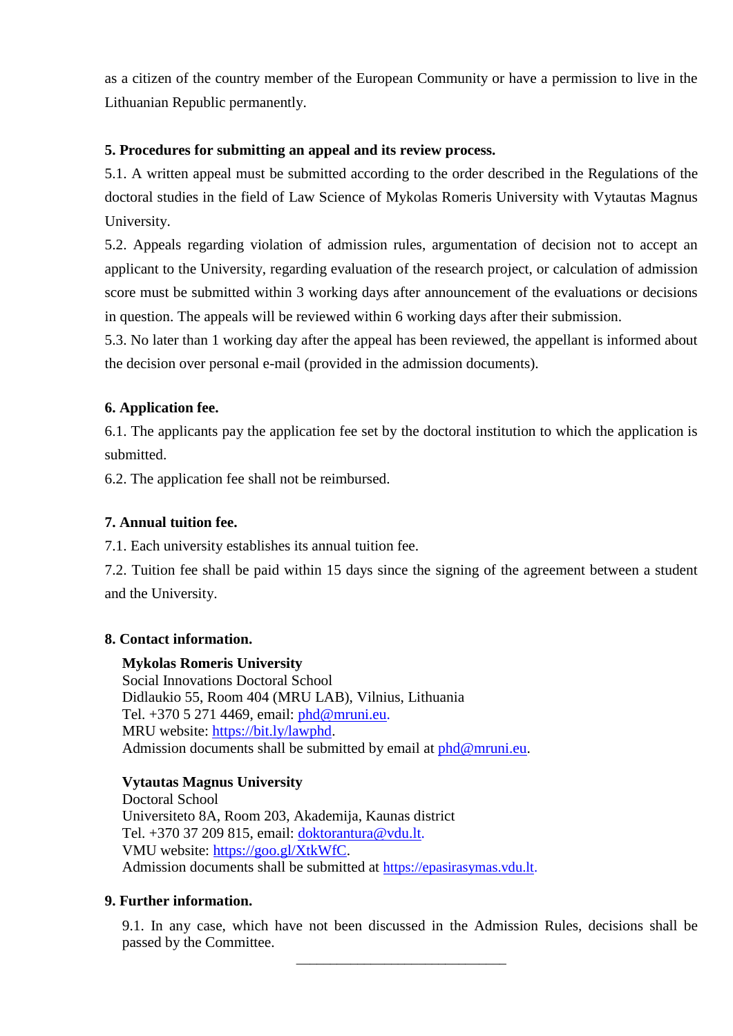as a citizen of the country member of the European Community or have a permission to live in the Lithuanian Republic permanently.

**5. Procedures for submitting an appeal and its review process.**

5.1. A written appeal must be submitted according to the order described in the Regulations of the doctoral studies in the field of Law Science of Mykolas Romeris University with Vytautas Magnus University.

5.2. Appeals regarding violation of admission rules, argumentation of decision not to accept an applicant to the University, regarding evaluation of the research project, or calculation of admission score must be submitted within 3 working days after announcement of the evaluations or decisions in question. The appeals will be reviewed within 6 working days after their submission.

5.3. No later than 1 working day after the appeal has been reviewed, the appellant is informed about the decision over personal e-mail (provided in the admission documents).

**6. Application fee.**

6.1. The applicants pay the application fee set by the doctoral institution to which the application is submitted.

6.2. The application fee shall not be reimbursed.

**7. Annual tuition fee.**

7.1. Each university establishes its annual tuition fee.

7.2. Tuition fee shall be paid within 15 days since the signing of the agreement between a student and the University.

**8. Contact information.**

**Mykolas Romeris University**
Social Innovations Doctoral School
Didlaukio 55, Room 404 (MRU LAB), Vilnius, Lithuania
Tel. +370 5 271 4469, email: phd@mruni.eu.
MRU website: https://bit.ly/lawphd.
Admission documents shall be submitted by email at phd@mruni.eu.

**Vytautas Magnus University**
Doctoral School
Universiteto 8A, Room 203, Akademija, Kaunas district
Tel. +370 37 209 815, email: doktorantura@vdu.lt.
VMU website: https://goo.gl/XtkWfC.
Admission documents shall be submitted at https://epasirasymas.vdu.lt.

**9. Further information.**

9.1. In any case, which have not been discussed in the Admission Rules, decisions shall be passed by the Committee.

______________________________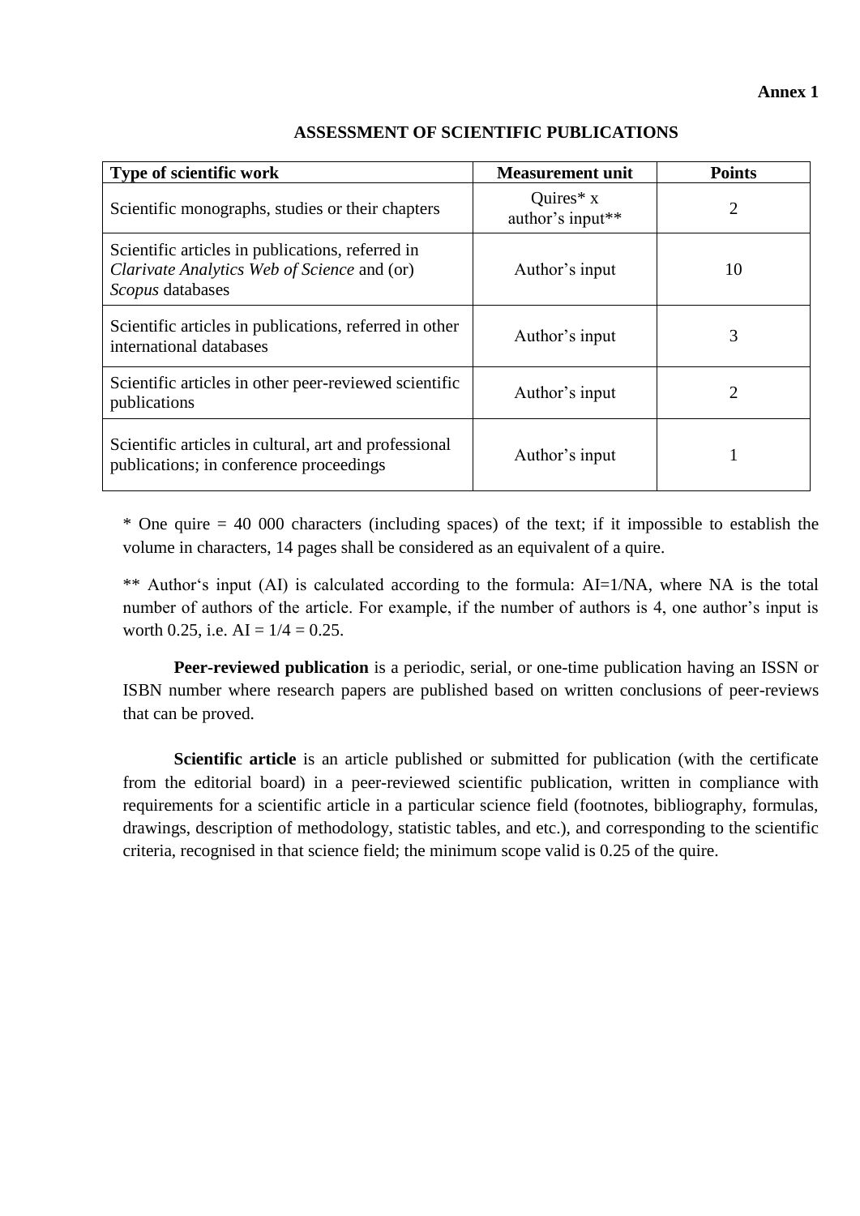**Annex 1**

## ASSESSMENT OF SCIENTIFIC PUBLICATIONS

| Type of scientific work | Measurement unit | Points |
|---|---|---|
| Scientific monographs, studies or their chapters | Quires* x author's input** | 2 |
| Scientific articles in publications, referred in *Clarivate Analytics Web of Science* and (or) *Scopus* databases | Author's input | 10 |
| Scientific articles in publications, referred in other international databases | Author's input | 3 |
| Scientific articles in other peer-reviewed scientific publications | Author's input | 2 |
| Scientific articles in cultural, art and professional publications; in conference proceedings | Author's input | 1 |

* One quire = 40 000 characters (including spaces) of the text; if it impossible to establish the volume in characters, 14 pages shall be considered as an equivalent of a quire.

** Author's input (AI) is calculated according to the formula: $AI=1/NA$, where NA is the total number of authors of the article. For example, if the number of authors is 4, one author's input is worth 0.25, i.e. $AI = 1/4 = 0.25$.

**Peer-reviewed publication** is a periodic, serial, or one-time publication having an ISSN or ISBN number where research papers are published based on written conclusions of peer-reviews that can be proved.

**Scientific article** is an article published or submitted for publication (with the certificate from the editorial board) in a peer-reviewed scientific publication, written in compliance with requirements for a scientific article in a particular science field (footnotes, bibliography, formulas, drawings, description of methodology, statistic tables, and etc.), and corresponding to the scientific criteria, recognised in that science field; the minimum scope valid is 0.25 of the quire.